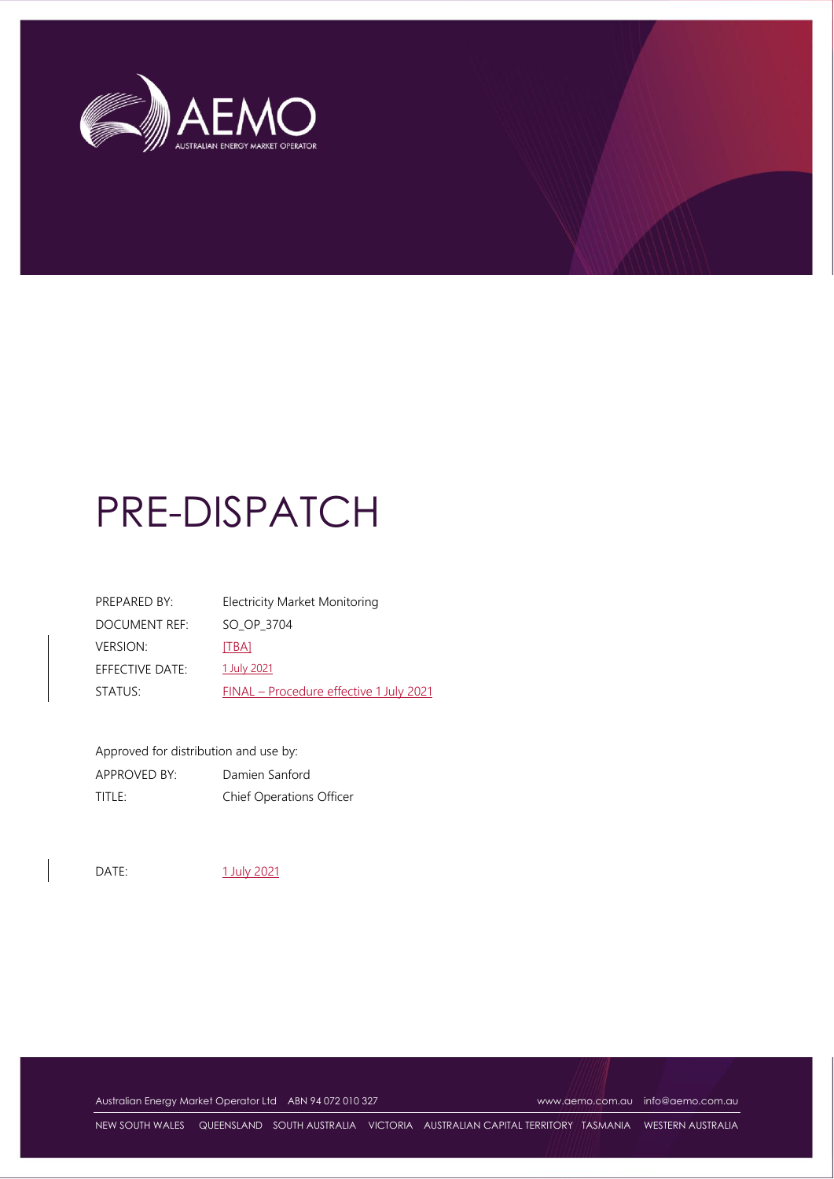# PRE-DISPATCH

| | |
|---|---|
| PREPARED BY: | Electricity Market Monitoring |
| DOCUMENT REF: | SO_OP_3704 |
| VERSION: | [TBA] |
| EFFECTIVE DATE: | 1 July 2021 |
| STATUS: | FINAL – Procedure effective 1 July 2021 |

Approved for distribution and use by:

| | |
|---|---|
| APPROVED BY: | Damien Sanford |
| TITLE: | Chief Operations Officer |

DATE: 1 July 2021

Australian Energy Market Operator Ltd ABN 94 072 010 327 www.aemo.com.au info@aemo.com.au

NEW SOUTH WALES QUEENSLAND SOUTH AUSTRALIA VICTORIA AUSTRALIAN CAPITAL TERRITORY TASMANIA WESTERN AUSTRALIA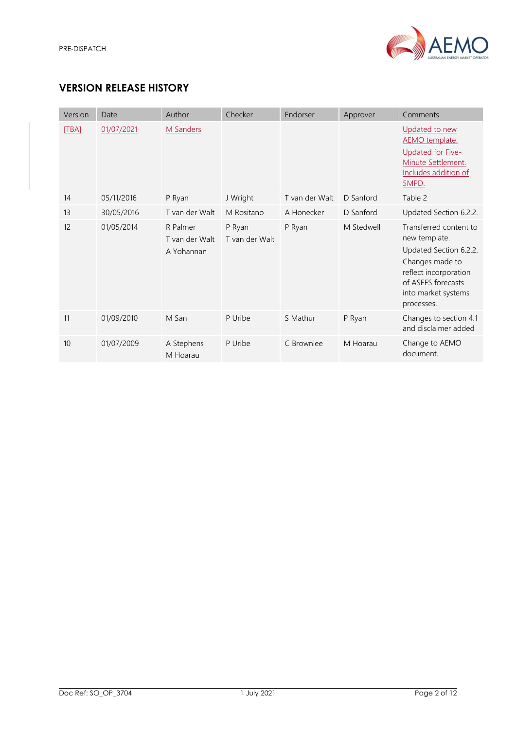## VERSION RELEASE HISTORY

| Version | Date | Author | Checker | Endorser | Approver | Comments |
|---|---|---|---|---|---|---|
| [TBA] | 01/07/2021 | M Sanders | | | | Updated to new AEMO template. Updated for Five-Minute Settlement. Includes addition of 5MPD. |
| 14 | 05/11/2016 | P Ryan | J Wright | T van der Walt | D Sanford | Table 2 |
| 13 | 30/05/2016 | T van der Walt | M Rositano | A Honecker | D Sanford | Updated Section 6.2.2. |
| 12 | 01/05/2014 | R Palmer<br>T van der Walt<br>A Yohannan | P Ryan<br>T van der Walt | P Ryan | M Stedwell | Transferred content to new template.<br>Updated Section 6.2.2. Changes made to reflect incorporation of ASEFS forecasts into market systems processes. |
| 11 | 01/09/2010 | M San | P Uribe | S Mathur | P Ryan | Changes to section 4.1 and disclaimer added |
| 10 | 01/07/2009 | A Stephens<br>M Hoarau | P Uribe | C Brownlee | M Hoarau | Change to AEMO document. |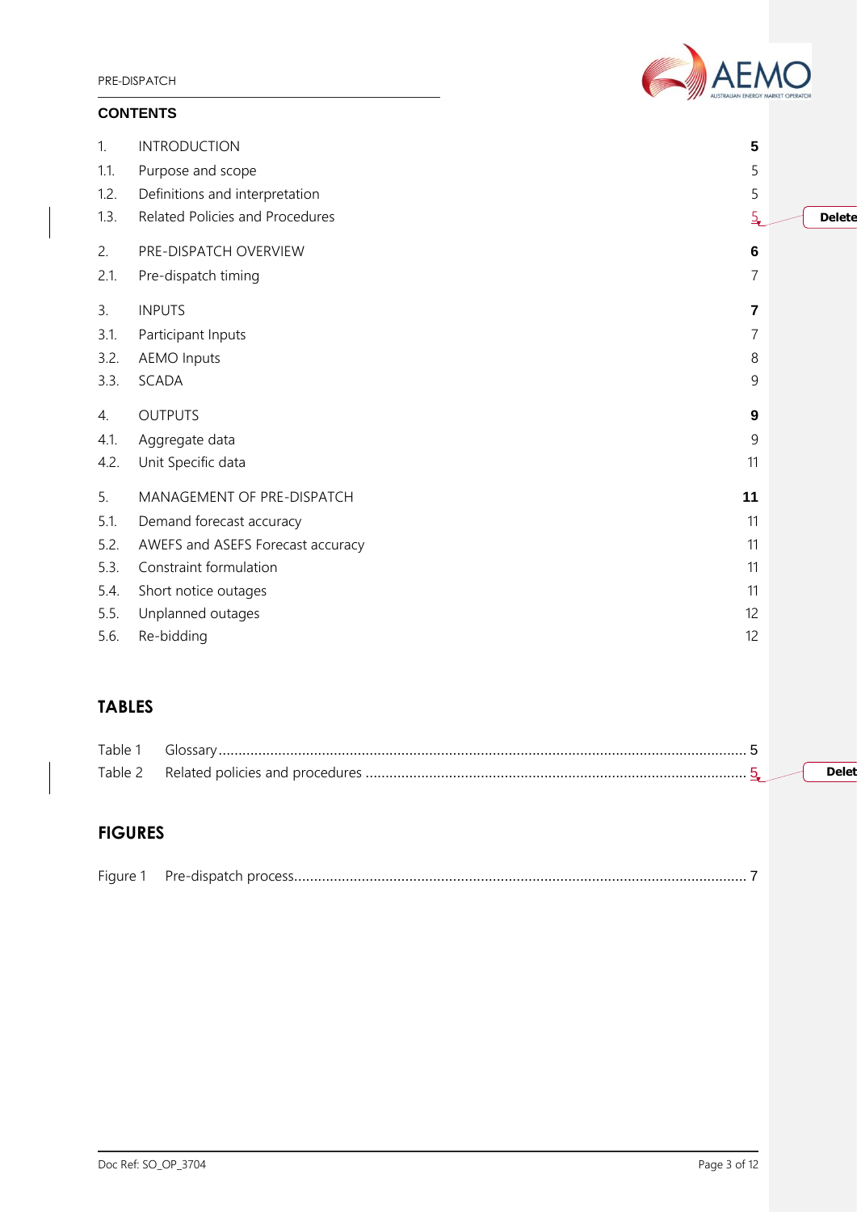## CONTENTS

| | | |
|---|---|---|
| 1. | INTRODUCTION | **5** |
| 1.1. | Purpose and scope | 5 |
| 1.2. | Definitions and interpretation | 5 |
| 1.3. | Related Policies and Procedures | 5 |
| 2. | PRE-DISPATCH OVERVIEW | **6** |
| 2.1. | Pre-dispatch timing | 7 |
| 3. | INPUTS | **7** |
| 3.1. | Participant Inputs | 7 |
| 3.2. | AEMO Inputs | 8 |
| 3.3. | SCADA | 9 |
| 4. | OUTPUTS | **9** |
| 4.1. | Aggregate data | 9 |
| 4.2. | Unit Specific data | 11 |
| 5. | MANAGEMENT OF PRE-DISPATCH | **11** |
| 5.1. | Demand forecast accuracy | 11 |
| 5.2. | AWEFS and ASEFS Forecast accuracy | 11 |
| 5.3. | Constraint formulation | 11 |
| 5.4. | Short notice outages | 11 |
| 5.5. | Unplanned outages | 12 |
| 5.6. | Re-bidding | 12 |

## TABLES

| | | |
|---|---|---|
| Table 1 | Glossary | 5 |
| Table 2 | Related policies and procedures | 5 |

## FIGURES

| | | |
|---|---|---|
| Figure 1 | Pre-dispatch process | 7 |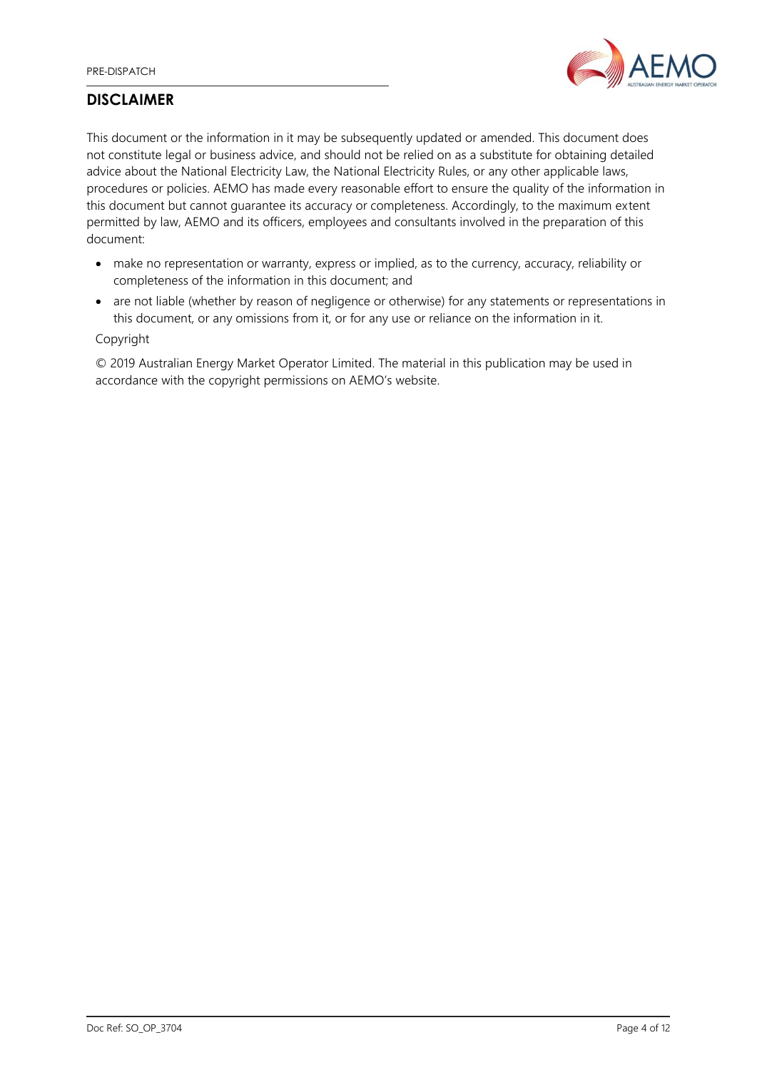## DISCLAIMER

This document or the information in it may be subsequently updated or amended. This document does not constitute legal or business advice, and should not be relied on as a substitute for obtaining detailed advice about the National Electricity Law, the National Electricity Rules, or any other applicable laws, procedures or policies. AEMO has made every reasonable effort to ensure the quality of the information in this document but cannot guarantee its accuracy or completeness. Accordingly, to the maximum extent permitted by law, AEMO and its officers, employees and consultants involved in the preparation of this document:

- make no representation or warranty, express or implied, as to the currency, accuracy, reliability or completeness of the information in this document; and
- are not liable (whether by reason of negligence or otherwise) for any statements or representations in this document, or any omissions from it, or for any use or reliance on the information in it.

Copyright

© 2019 Australian Energy Market Operator Limited. The material in this publication may be used in accordance with the copyright permissions on AEMO's website.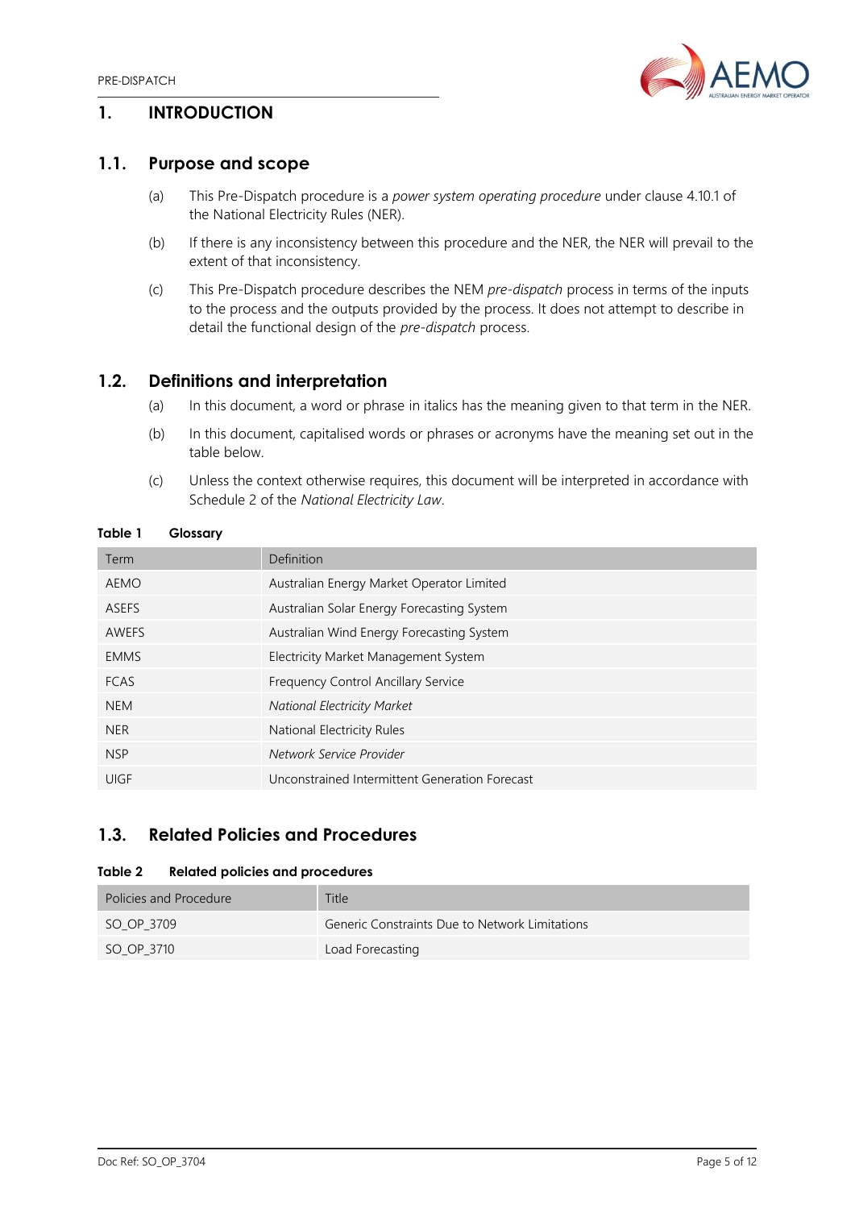# 1. INTRODUCTION

## 1.1. Purpose and scope

(a) This Pre-Dispatch procedure is a *power system operating procedure* under clause 4.10.1 of the National Electricity Rules (NER).

(b) If there is any inconsistency between this procedure and the NER, the NER will prevail to the extent of that inconsistency.

(c) This Pre-Dispatch procedure describes the NEM *pre-dispatch* process in terms of the inputs to the process and the outputs provided by the process. It does not attempt to describe in detail the functional design of the *pre-dispatch* process.

## 1.2. Definitions and interpretation

(a) In this document, a word or phrase in italics has the meaning given to that term in the NER.

(b) In this document, capitalised words or phrases or acronyms have the meaning set out in the table below.

(c) Unless the context otherwise requires, this document will be interpreted in accordance with Schedule 2 of the *National Electricity Law*.

**Table 1 Glossary**

| Term | Definition |
|---|---|
| AEMO | Australian Energy Market Operator Limited |
| ASEFS | Australian Solar Energy Forecasting System |
| AWEFS | Australian Wind Energy Forecasting System |
| EMMS | Electricity Market Management System |
| FCAS | Frequency Control Ancillary Service |
| NEM | *National Electricity Market* |
| NER | National Electricity Rules |
| NSP | *Network Service Provider* |
| UIGF | Unconstrained Intermittent Generation Forecast |

## 1.3. Related Policies and Procedures

**Table 2 Related policies and procedures**

| Policies and Procedure | Title |
|---|---|
| SO_OP_3709 | Generic Constraints Due to Network Limitations |
| SO_OP_3710 | Load Forecasting |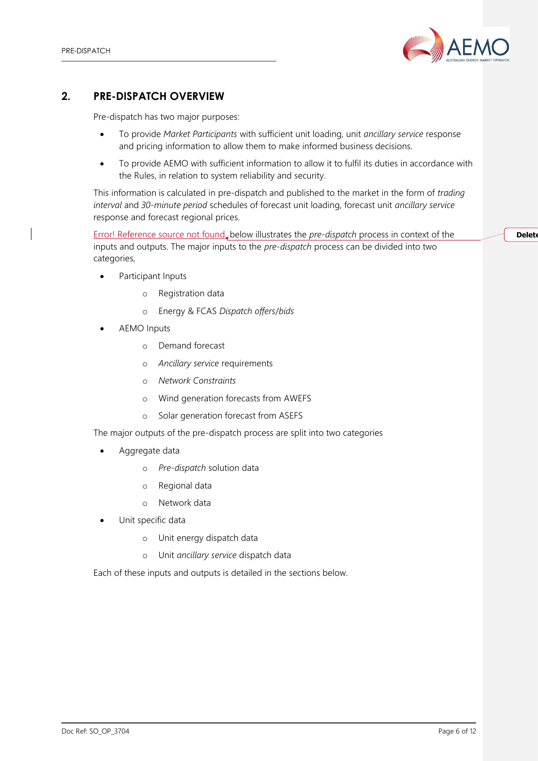# 2. PRE-DISPATCH OVERVIEW

Pre-dispatch has two major purposes:

- To provide *Market Participants* with sufficient unit loading, unit *ancillary service* response and pricing information to allow them to make informed business decisions.
- To provide AEMO with sufficient information to allow it to fulfil its duties in accordance with the Rules, in relation to system reliability and security.

This information is calculated in pre-dispatch and published to the market in the form of *trading interval* and *30-minute period* schedules of forecast unit loading, forecast unit *ancillary service* response and forecast regional prices.

Error! Reference source not found. below illustrates the *pre-dispatch* process in context of the inputs and outputs. The major inputs to the *pre-dispatch* process can be divided into two categories,

- Participant Inputs
  - Registration data
  - Energy & FCAS *Dispatch offers/bids*
- AEMO Inputs
  - Demand forecast
  - *Ancillary service* requirements
  - *Network Constraints*
  - Wind generation forecasts from AWEFS
  - Solar generation forecast from ASEFS

The major outputs of the pre-dispatch process are split into two categories

- Aggregate data
  - *Pre-dispatch* solution data
  - Regional data
  - Network data
- Unit specific data
  - Unit energy dispatch data
  - Unit *ancillary service* dispatch data

Each of these inputs and outputs is detailed in the sections below.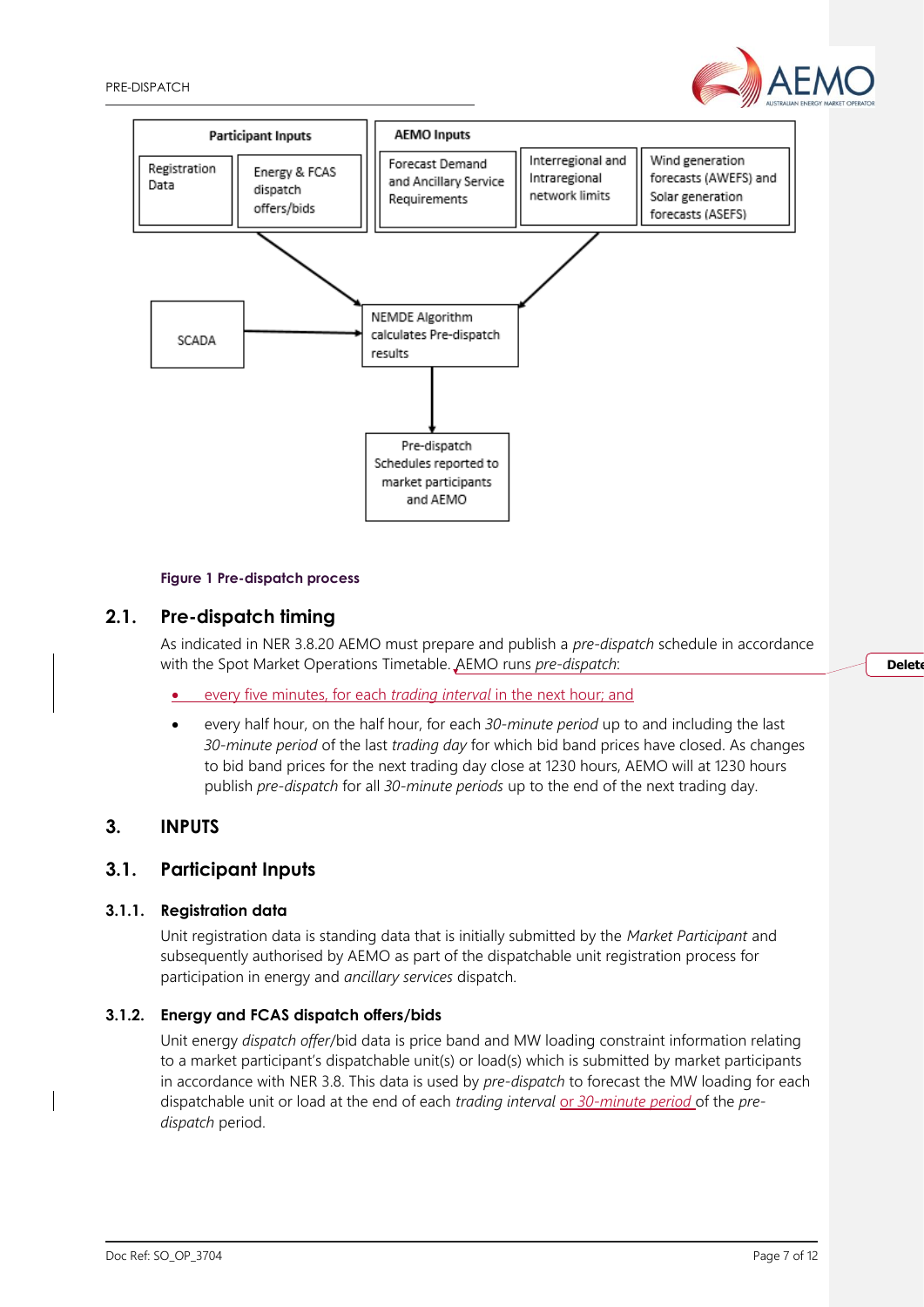Figure 1 Pre-dispatch process

## 2.1. Pre-dispatch timing

As indicated in NER 3.8.20 AEMO must prepare and publish a *pre-dispatch* schedule in accordance with the Spot Market Operations Timetable. AEMO runs *pre-dispatch*:

- every five minutes, for each *trading interval* in the next hour; and
- every half hour, on the half hour, for each *30-minute period* up to and including the last *30-minute period* of the last *trading day* for which bid band prices have closed. As changes to bid band prices for the next trading day close at 1230 hours, AEMO will at 1230 hours publish *pre-dispatch* for all *30-minute periods* up to the end of the next trading day.

# 3. INPUTS

## 3.1. Participant Inputs

### 3.1.1. Registration data

Unit registration data is standing data that is initially submitted by the *Market Participant* and subsequently authorised by AEMO as part of the dispatchable unit registration process for participation in energy and *ancillary services* dispatch.

### 3.1.2. Energy and FCAS dispatch offers/bids

Unit energy *dispatch offer*/bid data is price band and MW loading constraint information relating to a market participant's dispatchable unit(s) or load(s) which is submitted by market participants in accordance with NER 3.8. This data is used by *pre-dispatch* to forecast the MW loading for each dispatchable unit or load at the end of each *trading interval* or *30-minute period* of the *pre-dispatch* period.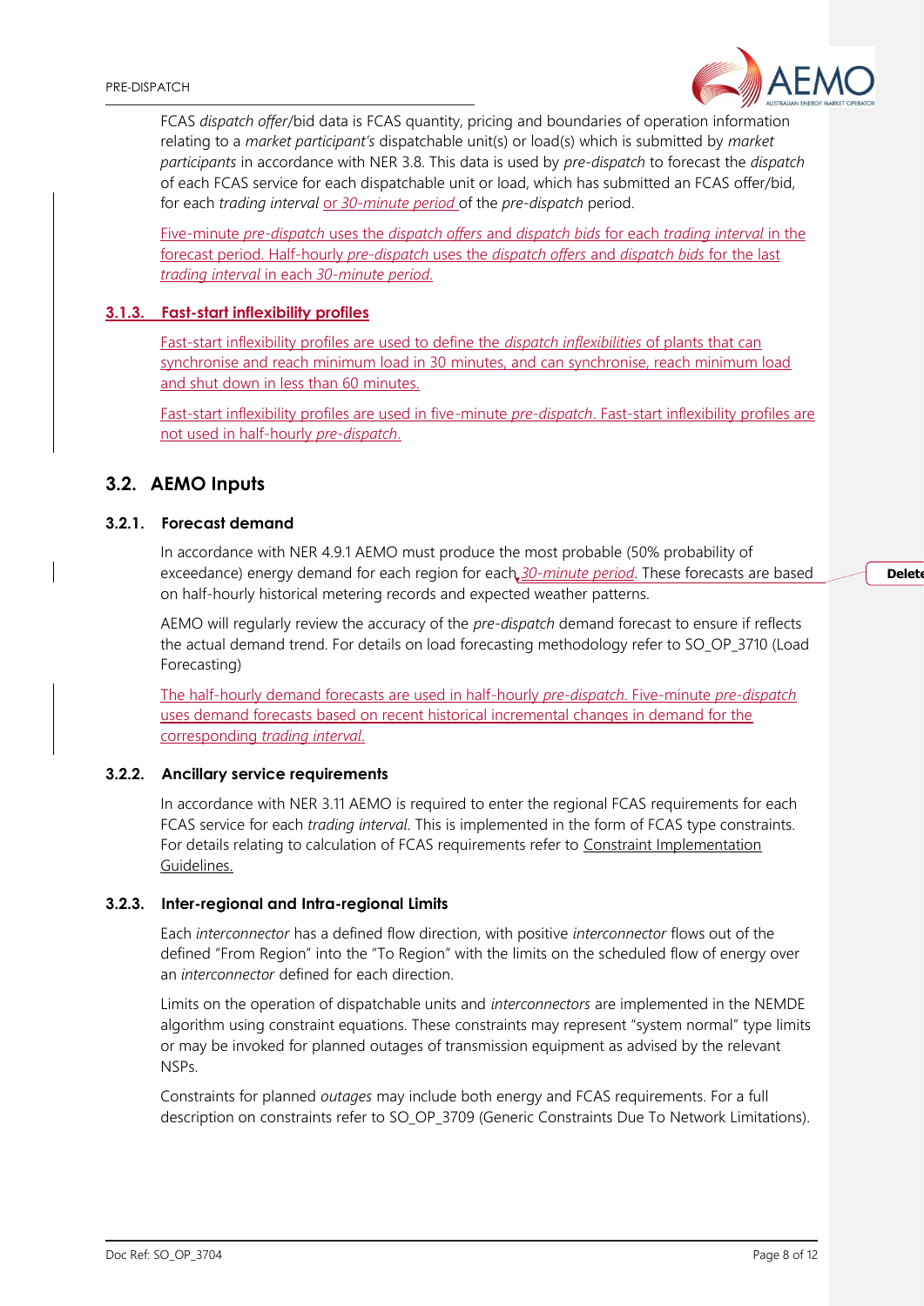FCAS *dispatch offer*/bid data is FCAS quantity, pricing and boundaries of operation information relating to a *market participant's* dispatchable unit(s) or load(s) which is submitted by *market participants* in accordance with NER 3.8. This data is used by *pre-dispatch* to forecast the *dispatch* of each FCAS service for each dispatchable unit or load, which has submitted an FCAS offer/bid, for each *trading interval* or *30-minute period* of the *pre-dispatch* period.

Five-minute *pre-dispatch* uses the *dispatch offers* and *dispatch bids* for each *trading interval* in the forecast period. Half-hourly *pre-dispatch* uses the *dispatch offers* and *dispatch bids* for the last *trading interval* in each *30-minute period*.

#### 3.1.3. Fast-start inflexibility profiles

Fast-start inflexibility profiles are used to define the *dispatch inflexibilities* of plants that can synchronise and reach minimum load in 30 minutes, and can synchronise, reach minimum load and shut down in less than 60 minutes.

Fast-start inflexibility profiles are used in five-minute *pre-dispatch*. Fast-start inflexibility profiles are not used in half-hourly *pre-dispatch*.

## 3.2. AEMO Inputs

### 3.2.1. Forecast demand

In accordance with NER 4.9.1 AEMO must produce the most probable (50% probability of exceedance) energy demand for each region for each *30-minute period*. These forecasts are based on half-hourly historical metering records and expected weather patterns.

AEMO will regularly review the accuracy of the *pre-dispatch* demand forecast to ensure if reflects the actual demand trend. For details on load forecasting methodology refer to SO_OP_3710 (Load Forecasting)

The half-hourly demand forecasts are used in half-hourly *pre-dispatch*. Five-minute *pre-dispatch* uses demand forecasts based on recent historical incremental changes in demand for the corresponding *trading interval*.

### 3.2.2. Ancillary service requirements

In accordance with NER 3.11 AEMO is required to enter the regional FCAS requirements for each FCAS service for each *trading interval*. This is implemented in the form of FCAS type constraints. For details relating to calculation of FCAS requirements refer to Constraint Implementation Guidelines.

### 3.2.3. Inter-regional and Intra-regional Limits

Each *interconnector* has a defined flow direction, with positive *interconnector* flows out of the defined "From Region" into the "To Region" with the limits on the scheduled flow of energy over an *interconnector* defined for each direction.

Limits on the operation of dispatchable units and *interconnectors* are implemented in the NEMDE algorithm using constraint equations. These constraints may represent "system normal" type limits or may be invoked for planned outages of transmission equipment as advised by the relevant NSPs.

Constraints for planned *outages* may include both energy and FCAS requirements. For a full description on constraints refer to SO_OP_3709 (Generic Constraints Due To Network Limitations).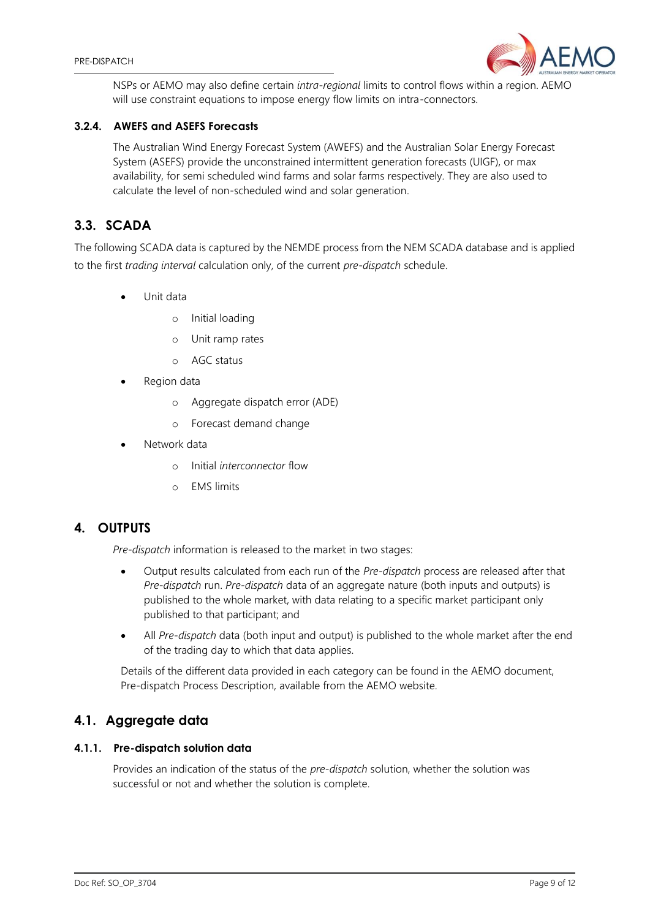NSPs or AEMO may also define certain *intra-regional* limits to control flows within a region. AEMO will use constraint equations to impose energy flow limits on intra-connectors.

### 3.2.4. AWEFS and ASEFS Forecasts

The Australian Wind Energy Forecast System (AWEFS) and the Australian Solar Energy Forecast System (ASEFS) provide the unconstrained intermittent generation forecasts (UIGF), or max availability, for semi scheduled wind farms and solar farms respectively. They are also used to calculate the level of non-scheduled wind and solar generation.

## 3.3. SCADA

The following SCADA data is captured by the NEMDE process from the NEM SCADA database and is applied to the first *trading interval* calculation only, of the current *pre-dispatch* schedule.

- Unit data
  - Initial loading
  - Unit ramp rates
  - AGC status
- Region data
  - Aggregate dispatch error (ADE)
  - Forecast demand change
- Network data
  - Initial *interconnector* flow
  - EMS limits

# 4. OUTPUTS

*Pre-dispatch* information is released to the market in two stages:

- Output results calculated from each run of the *Pre-dispatch* process are released after that *Pre-dispatch* run. *Pre-dispatch* data of an aggregate nature (both inputs and outputs) is published to the whole market, with data relating to a specific market participant only published to that participant; and
- All *Pre-dispatch* data (both input and output) is published to the whole market after the end of the trading day to which that data applies.

Details of the different data provided in each category can be found in the AEMO document, Pre-dispatch Process Description, available from the AEMO website.

## 4.1. Aggregate data

### 4.1.1. Pre-dispatch solution data

Provides an indication of the status of the *pre-dispatch* solution, whether the solution was successful or not and whether the solution is complete.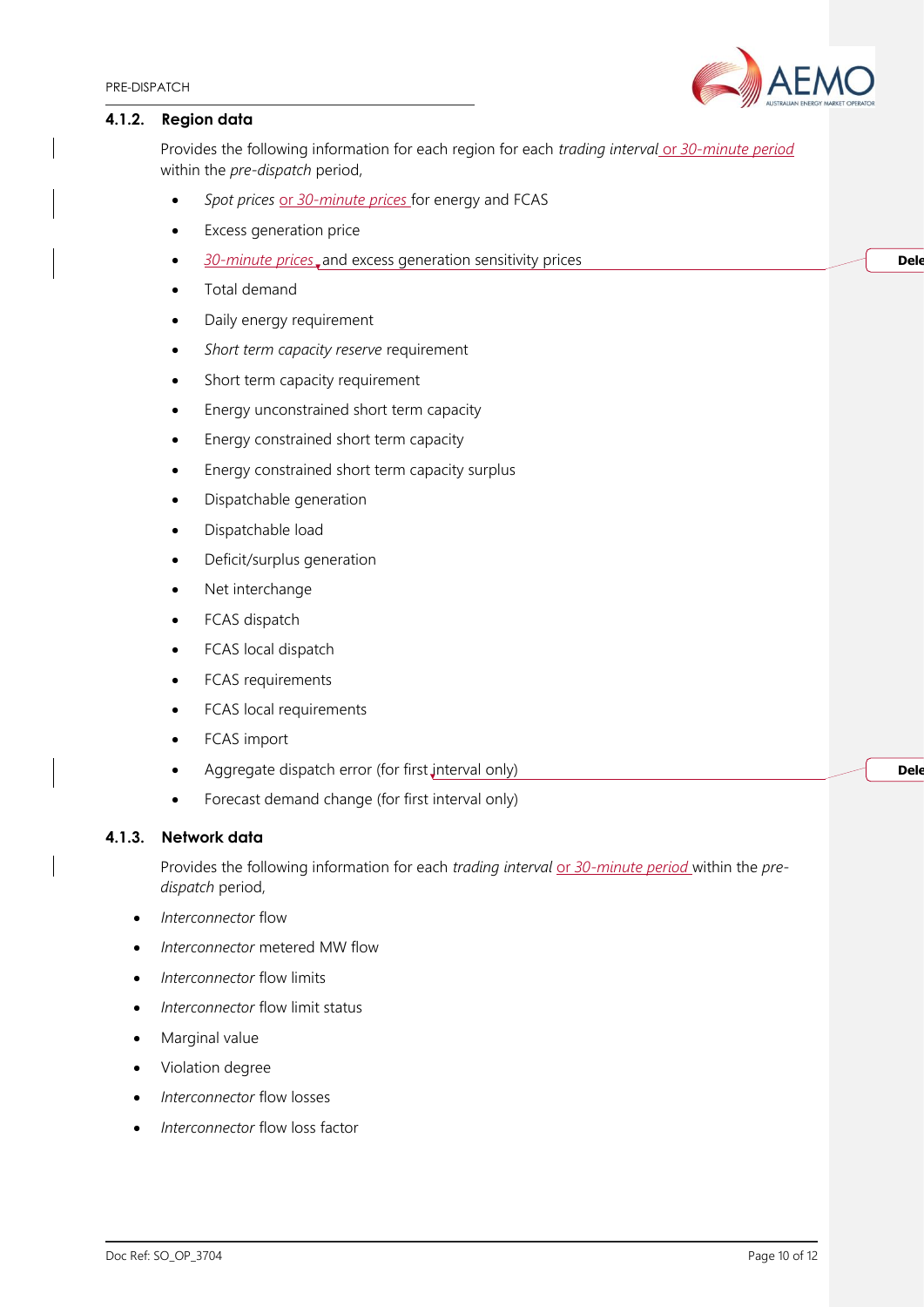### 4.1.2. Region data

Provides the following information for each region for each *trading interval* or *30-minute period* within the *pre-dispatch* period,

- *Spot prices* or *30-minute prices* for energy and FCAS
- Excess generation price
- *30-minute prices* and excess generation sensitivity prices
- Total demand
- Daily energy requirement
- *Short term capacity reserve* requirement
- Short term capacity requirement
- Energy unconstrained short term capacity
- Energy constrained short term capacity
- Energy constrained short term capacity surplus
- Dispatchable generation
- Dispatchable load
- Deficit/surplus generation
- Net interchange
- FCAS dispatch
- FCAS local dispatch
- FCAS requirements
- FCAS local requirements
- FCAS import
- Aggregate dispatch error (for first interval only)
- Forecast demand change (for first interval only)

### 4.1.3. Network data

Provides the following information for each *trading interval* or *30-minute period* within the *pre-dispatch* period,

- *Interconnector* flow
- *Interconnector* metered MW flow
- *Interconnector* flow limits
- *Interconnector* flow limit status
- Marginal value
- Violation degree
- *Interconnector* flow losses
- *Interconnector* flow loss factor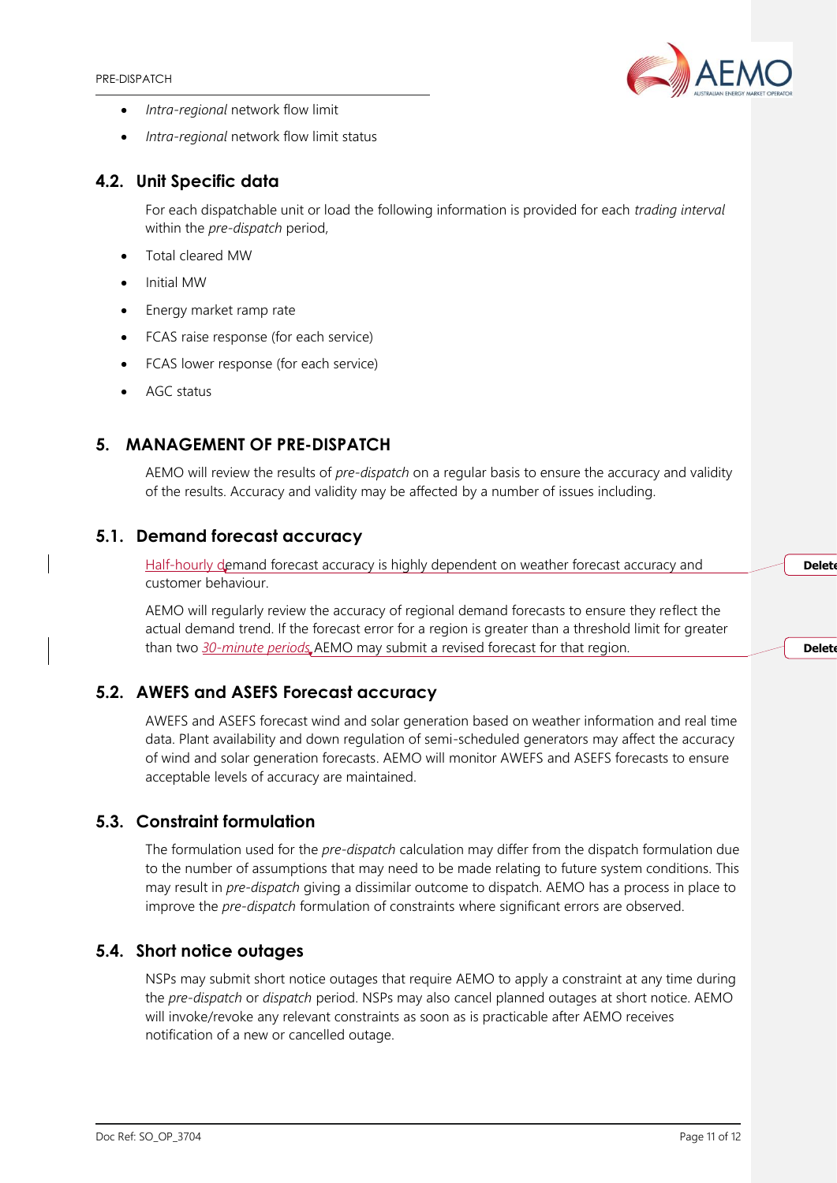- *Intra-regional* network flow limit
- *Intra-regional* network flow limit status

## 4.2. Unit Specific data

For each dispatchable unit or load the following information is provided for each *trading interval* within the *pre-dispatch* period,

- Total cleared MW
- Initial MW
- Energy market ramp rate
- FCAS raise response (for each service)
- FCAS lower response (for each service)
- AGC status

# 5. MANAGEMENT OF PRE-DISPATCH

AEMO will review the results of *pre-dispatch* on a regular basis to ensure the accuracy and validity of the results. Accuracy and validity may be affected by a number of issues including.

## 5.1. Demand forecast accuracy

Half-hourly demand forecast accuracy is highly dependent on weather forecast accuracy and customer behaviour.

AEMO will regularly review the accuracy of regional demand forecasts to ensure they reflect the actual demand trend. If the forecast error for a region is greater than a threshold limit for greater than two *30-minute periods*, AEMO may submit a revised forecast for that region.

## 5.2. AWEFS and ASEFS Forecast accuracy

AWEFS and ASEFS forecast wind and solar generation based on weather information and real time data. Plant availability and down regulation of semi-scheduled generators may affect the accuracy of wind and solar generation forecasts. AEMO will monitor AWEFS and ASEFS forecasts to ensure acceptable levels of accuracy are maintained.

## 5.3. Constraint formulation

The formulation used for the *pre-dispatch* calculation may differ from the dispatch formulation due to the number of assumptions that may need to be made relating to future system conditions. This may result in *pre-dispatch* giving a dissimilar outcome to dispatch. AEMO has a process in place to improve the *pre-dispatch* formulation of constraints where significant errors are observed.

## 5.4. Short notice outages

NSPs may submit short notice outages that require AEMO to apply a constraint at any time during the *pre-dispatch* or *dispatch* period. NSPs may also cancel planned outages at short notice. AEMO will invoke/revoke any relevant constraints as soon as is practicable after AEMO receives notification of a new or cancelled outage.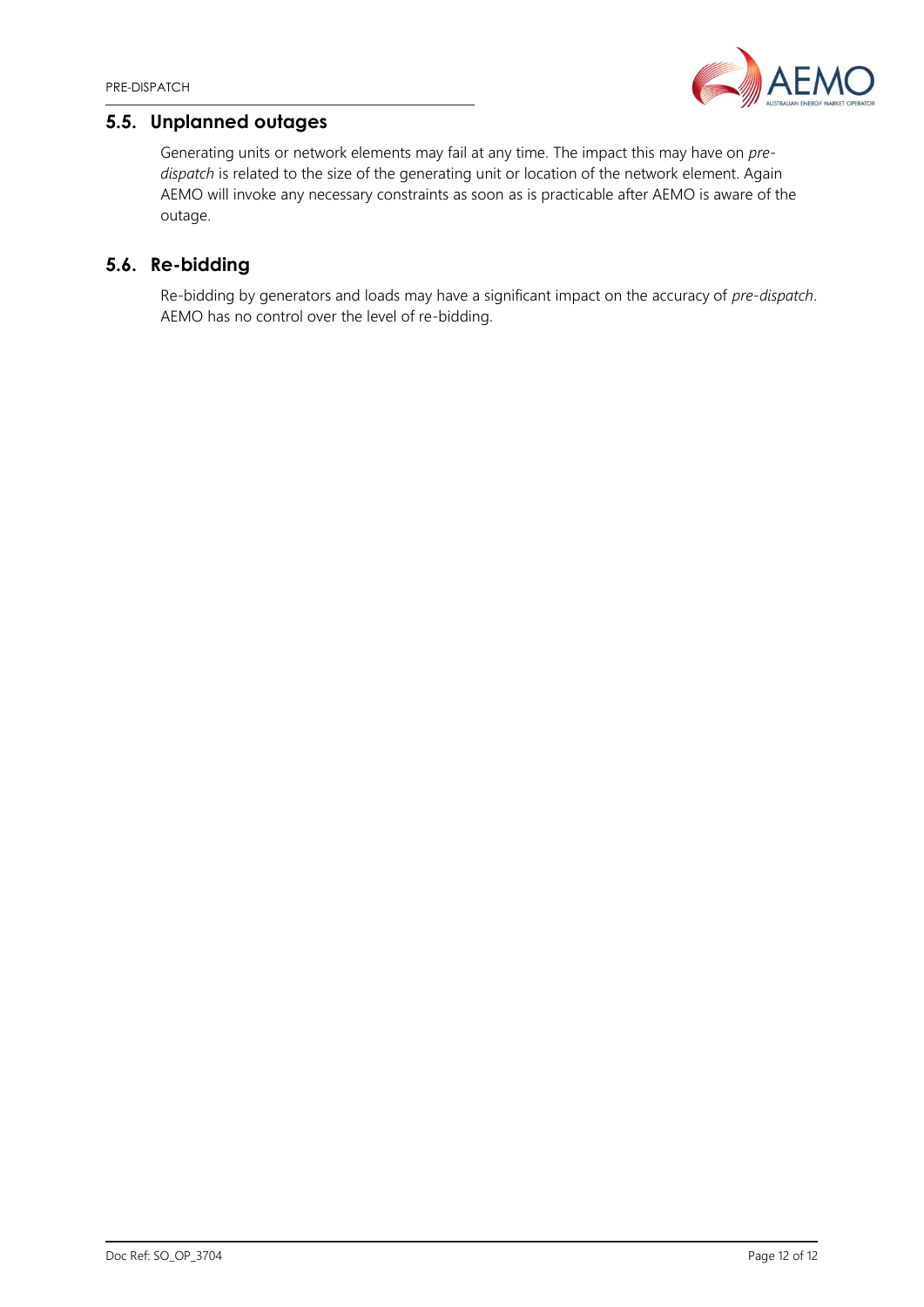## 5.5. Unplanned outages

Generating units or network elements may fail at any time. The impact this may have on *pre-dispatch* is related to the size of the generating unit or location of the network element. Again AEMO will invoke any necessary constraints as soon as is practicable after AEMO is aware of the outage.

## 5.6. Re-bidding

Re-bidding by generators and loads may have a significant impact on the accuracy of *pre-dispatch*. AEMO has no control over the level of re-bidding.